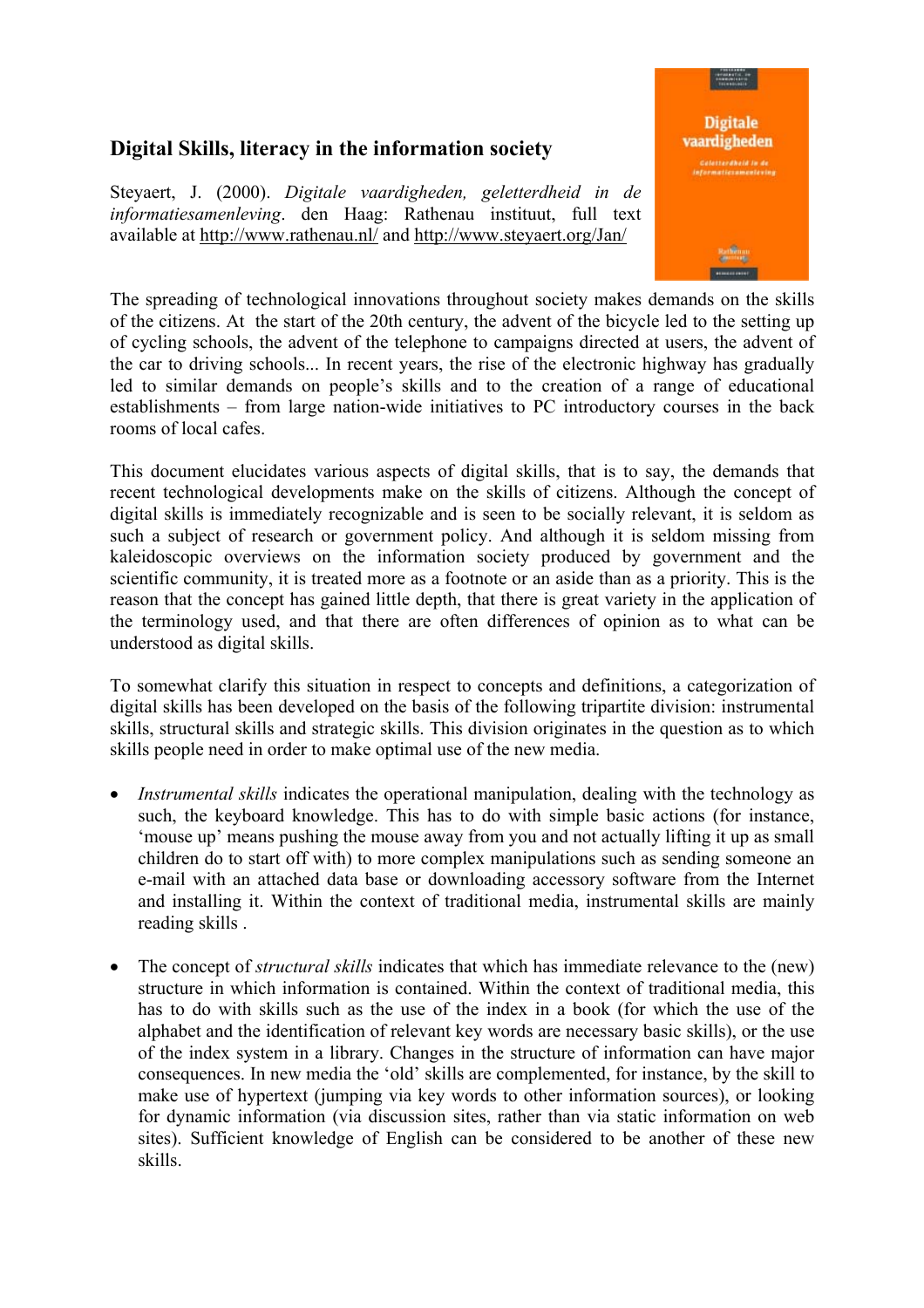## Digital Skills, literacy in the information society

Steyaert, J. (2000). *Digitale vaardigheden, geletterdheid in de informatiesamenleving*. den Haag: Rathenau instituut, full text available at http://www.rathenau.nl/ and http://www.steyaert.org/Jan/

The spreading of technological innovations throughout society makes demands on the skills of the citizens. At the start of the 20th century, the advent of the bicycle led to the setting up of cycling schools, the advent of the telephone to campaigns directed at users, the advent of the car to driving schools... In recent years, the rise of the electronic highway has gradually led to similar demands on people's skills and to the creation of a range of educational establishments – from large nation-wide initiatives to PC introductory courses in the back rooms of local cafes.

This document elucidates various aspects of digital skills, that is to say, the demands that recent technological developments make on the skills of citizens. Although the concept of digital skills is immediately recognizable and is seen to be socially relevant, it is seldom as such a subject of research or government policy. And although it is seldom missing from kaleidoscopic overviews on the information society produced by government and the scientific community, it is treated more as a footnote or an aside than as a priority. This is the reason that the concept has gained little depth, that there is great variety in the application of the terminology used, and that there are often differences of opinion as to what can be understood as digital skills.

To somewhat clarify this situation in respect to concepts and definitions, a categorization of digital skills has been developed on the basis of the following tripartite division: instrumental skills, structural skills and strategic skills. This division originates in the question as to which skills people need in order to make optimal use of the new media.

- *Instrumental skills* indicates the operational manipulation, dealing with the technology as such, the keyboard knowledge. This has to do with simple basic actions (for instance, 'mouse up' means pushing the mouse away from you and not actually lifting it up as small children do to start off with) to more complex manipulations such as sending someone an e-mail with an attached data base or downloading accessory software from the Internet and installing it. Within the context of traditional media, instrumental skills are mainly reading skills .

- The concept of *structural skills* indicates that which has immediate relevance to the (new) structure in which information is contained. Within the context of traditional media, this has to do with skills such as the use of the index in a book (for which the use of the alphabet and the identification of relevant key words are necessary basic skills), or the use of the index system in a library. Changes in the structure of information can have major consequences. In new media the 'old' skills are complemented, for instance, by the skill to make use of hypertext (jumping via key words to other information sources), or looking for dynamic information (via discussion sites, rather than via static information on web sites). Sufficient knowledge of English can be considered to be another of these new skills.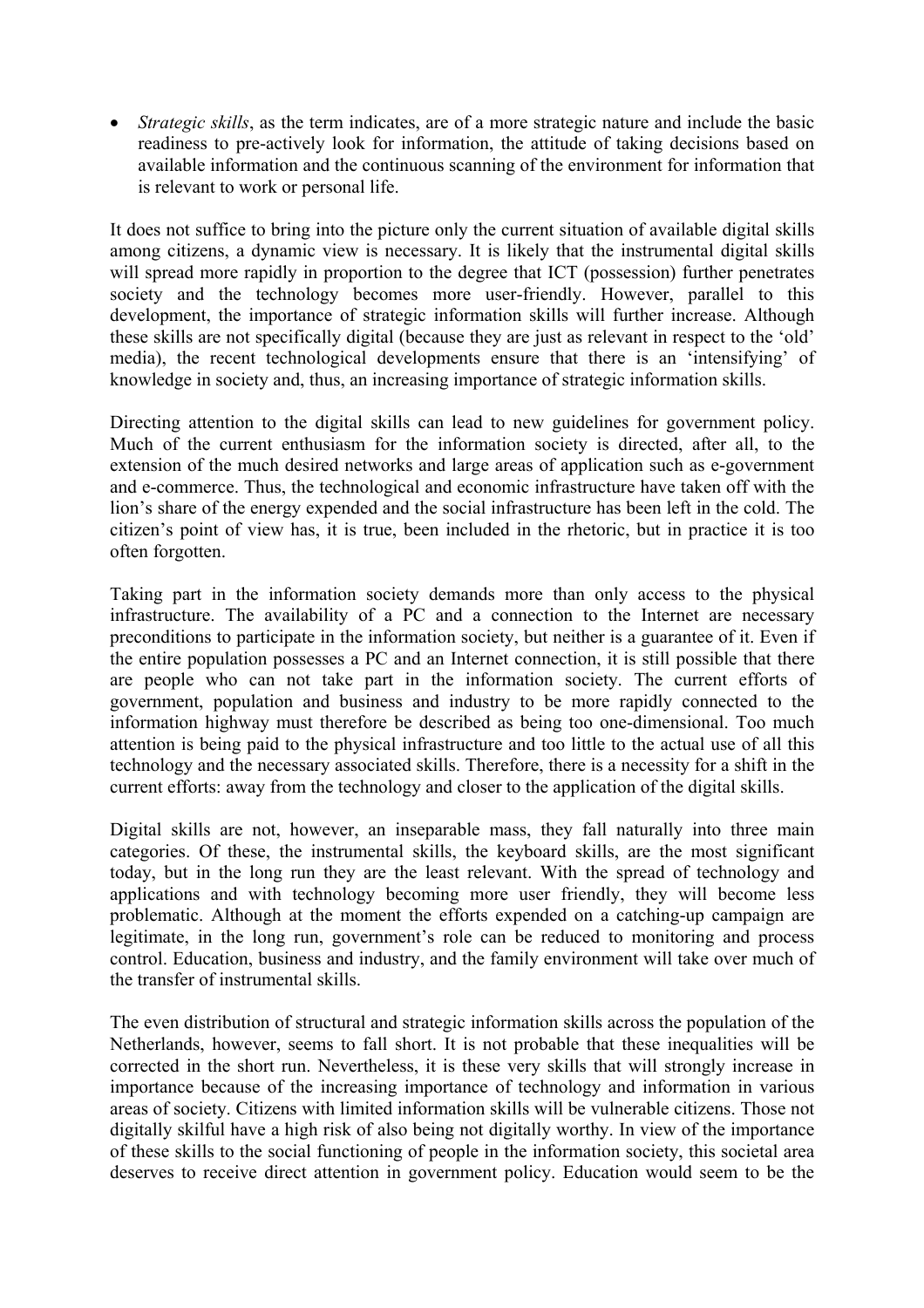- *Strategic skills*, as the term indicates, are of a more strategic nature and include the basic readiness to pre-actively look for information, the attitude of taking decisions based on available information and the continuous scanning of the environment for information that is relevant to work or personal life.

It does not suffice to bring into the picture only the current situation of available digital skills among citizens, a dynamic view is necessary. It is likely that the instrumental digital skills will spread more rapidly in proportion to the degree that ICT (possession) further penetrates society and the technology becomes more user-friendly. However, parallel to this development, the importance of strategic information skills will further increase. Although these skills are not specifically digital (because they are just as relevant in respect to the 'old' media), the recent technological developments ensure that there is an 'intensifying' of knowledge in society and, thus, an increasing importance of strategic information skills.

Directing attention to the digital skills can lead to new guidelines for government policy. Much of the current enthusiasm for the information society is directed, after all, to the extension of the much desired networks and large areas of application such as e-government and e-commerce. Thus, the technological and economic infrastructure have taken off with the lion's share of the energy expended and the social infrastructure has been left in the cold. The citizen's point of view has, it is true, been included in the rhetoric, but in practice it is too often forgotten.

Taking part in the information society demands more than only access to the physical infrastructure. The availability of a PC and a connection to the Internet are necessary preconditions to participate in the information society, but neither is a guarantee of it. Even if the entire population possesses a PC and an Internet connection, it is still possible that there are people who can not take part in the information society. The current efforts of government, population and business and industry to be more rapidly connected to the information highway must therefore be described as being too one-dimensional. Too much attention is being paid to the physical infrastructure and too little to the actual use of all this technology and the necessary associated skills. Therefore, there is a necessity for a shift in the current efforts: away from the technology and closer to the application of the digital skills.

Digital skills are not, however, an inseparable mass, they fall naturally into three main categories. Of these, the instrumental skills, the keyboard skills, are the most significant today, but in the long run they are the least relevant. With the spread of technology and applications and with technology becoming more user friendly, they will become less problematic. Although at the moment the efforts expended on a catching-up campaign are legitimate, in the long run, government's role can be reduced to monitoring and process control. Education, business and industry, and the family environment will take over much of the transfer of instrumental skills.

The even distribution of structural and strategic information skills across the population of the Netherlands, however, seems to fall short. It is not probable that these inequalities will be corrected in the short run. Nevertheless, it is these very skills that will strongly increase in importance because of the increasing importance of technology and information in various areas of society. Citizens with limited information skills will be vulnerable citizens. Those not digitally skilful have a high risk of also being not digitally worthy. In view of the importance of these skills to the social functioning of people in the information society, this societal area deserves to receive direct attention in government policy. Education would seem to be the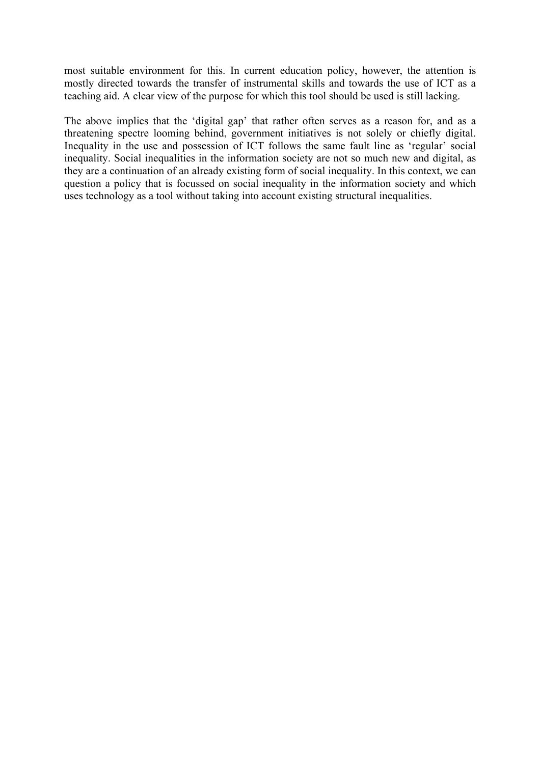most suitable environment for this. In current education policy, however, the attention is mostly directed towards the transfer of instrumental skills and towards the use of ICT as a teaching aid. A clear view of the purpose for which this tool should be used is still lacking.

The above implies that the 'digital gap' that rather often serves as a reason for, and as a threatening spectre looming behind, government initiatives is not solely or chiefly digital. Inequality in the use and possession of ICT follows the same fault line as 'regular' social inequality. Social inequalities in the information society are not so much new and digital, as they are a continuation of an already existing form of social inequality. In this context, we can question a policy that is focussed on social inequality in the information society and which uses technology as a tool without taking into account existing structural inequalities.